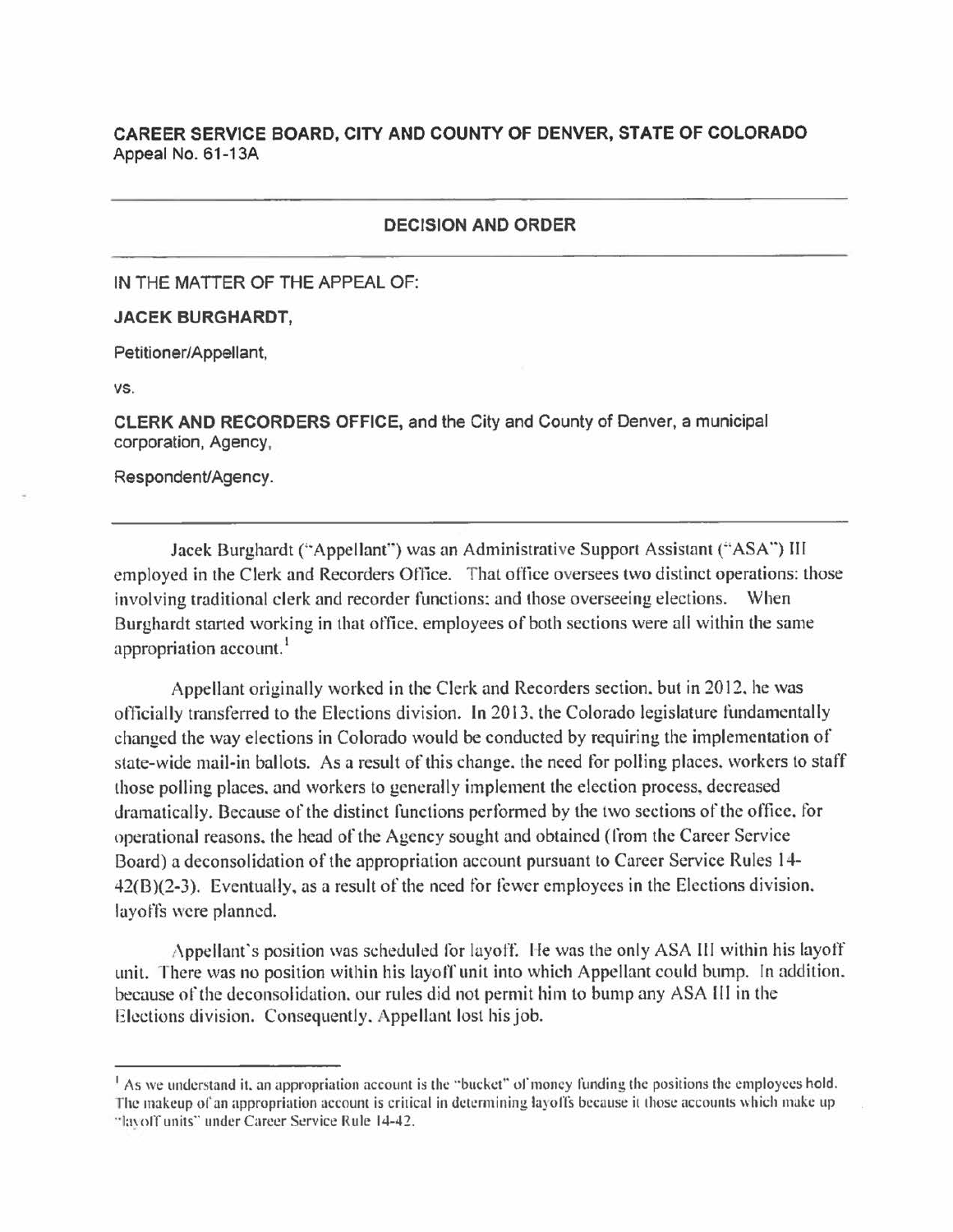**CAREER SERVICE BOARD, CITY AND COUNTY OF DENVER, STATE OF COLORADO**
Appeal No. 61-13A

---

**DECISION AND ORDER**

---

IN THE MATTER OF THE APPEAL OF:

**JACEK BURGHARDT,**

Petitioner/Appellant,

vs.

**CLERK AND RECORDERS OFFICE,** and the City and County of Denver, a municipal corporation, Agency,

Respondent/Agency.

---

Jacek Burghardt ("Appellant") was an Administrative Support Assistant ("ASA") III employed in the Clerk and Recorders Office. That office oversees two distinct operations: those involving traditional clerk and recorder functions; and those overseeing elections. When Burghardt started working in that office, employees of both sections were all within the same appropriation account.[1]

Appellant originally worked in the Clerk and Recorders section, but in 2012, he was officially transferred to the Elections division. In 2013, the Colorado legislature fundamentally changed the way elections in Colorado would be conducted by requiring the implementation of state-wide mail-in ballots. As a result of this change, the need for polling places, workers to staff those polling places, and workers to generally implement the election process, decreased dramatically. Because of the distinct functions performed by the two sections of the office, for operational reasons, the head of the Agency sought and obtained (from the Career Service Board) a deconsolidation of the appropriation account pursuant to Career Service Rules 14-42(B)(2-3). Eventually, as a result of the need for fewer employees in the Elections division, layoffs were planned.

Appellant's position was scheduled for layoff. He was the only ASA III within his layoff unit. There was no position within his layoff unit into which Appellant could bump. In addition, because of the deconsolidation, our rules did not permit him to bump any ASA III in the Elections division. Consequently, Appellant lost his job.

---

[1] As we understand it, an appropriation account is the "bucket" of money funding the positions the employees hold. The makeup of an appropriation account is critical in determining layoffs because it those accounts which make up "layoff units" under Career Service Rule 14-42.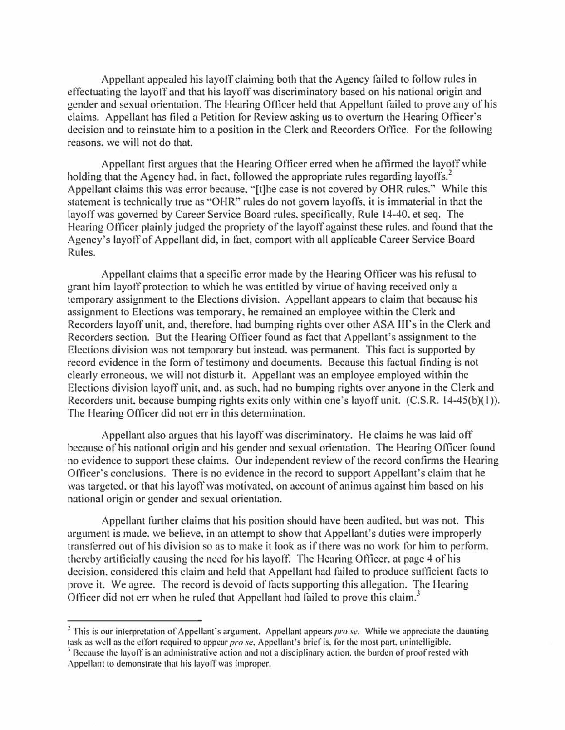Appellant appealed his layoff claiming both that the Agency failed to follow rules in effectuating the layoff and that his layoff was discriminatory based on his national origin and gender and sexual orientation. The Hearing Officer held that Appellant failed to prove any of his claims. Appellant has filed a Petition for Review asking us to overturn the Hearing Officer's decision and to reinstate him to a position in the Clerk and Recorders Office. For the following reasons, we will not do that.

Appellant first argues that the Hearing Officer erred when he affirmed the layoff while holding that the Agency had, in fact, followed the appropriate rules regarding layoffs.[2] Appellant claims this was error because, "[t]he case is not covered by OHR rules." While this statement is technically true as "OHR" rules do not govern layoffs, it is immaterial in that the layoff was governed by Career Service Board rules, specifically, Rule 14-40, et seq. The Hearing Officer plainly judged the propriety of the layoff against these rules, and found that the Agency's layoff of Appellant did, in fact, comport with all applicable Career Service Board Rules.

Appellant claims that a specific error made by the Hearing Officer was his refusal to grant him layoff protection to which he was entitled by virtue of having received only a temporary assignment to the Elections division. Appellant appears to claim that because his assignment to Elections was temporary, he remained an employee within the Clerk and Recorders layoff unit, and, therefore, had bumping rights over other ASA III's in the Clerk and Recorders section. But the Hearing Officer found as fact that Appellant's assignment to the Elections division was not temporary but instead, was permanent. This fact is supported by record evidence in the form of testimony and documents. Because this factual finding is not clearly erroneous, we will not disturb it. Appellant was an employee employed within the Elections division layoff unit, and, as such, had no bumping rights over anyone in the Clerk and Recorders unit, because bumping rights exits only within one's layoff unit. (C.S.R. 14-45(b)(1)). The Hearing Officer did not err in this determination.

Appellant also argues that his layoff was discriminatory. He claims he was laid off because of his national origin and his gender and sexual orientation. The Hearing Officer found no evidence to support these claims. Our independent review of the record confirms the Hearing Officer's conclusions. There is no evidence in the record to support Appellant's claim that he was targeted, or that his layoff was motivated, on account of animus against him based on his national origin or gender and sexual orientation.

Appellant further claims that his position should have been audited, but was not. This argument is made, we believe, in an attempt to show that Appellant's duties were improperly transferred out of his division so as to make it look as if there was no work for him to perform, thereby artificially causing the need for his layoff. The Hearing Officer, at page 4 of his decision, considered this claim and held that Appellant had failed to produce sufficient facts to prove it. We agree. The record is devoid of facts supporting this allegation. The Hearing Officer did not err when he ruled that Appellant had failed to prove this claim.[3]

---

[2] This is our interpretation of Appellant's argument. Appellant appears *pro se*. While we appreciate the daunting task as well as the effort required to appear *pro se*, Appellant's brief is, for the most part, unintelligible.

[3] Because the layoff is an administrative action and not a disciplinary action, the burden of proof rested with Appellant to demonstrate that his layoff was improper.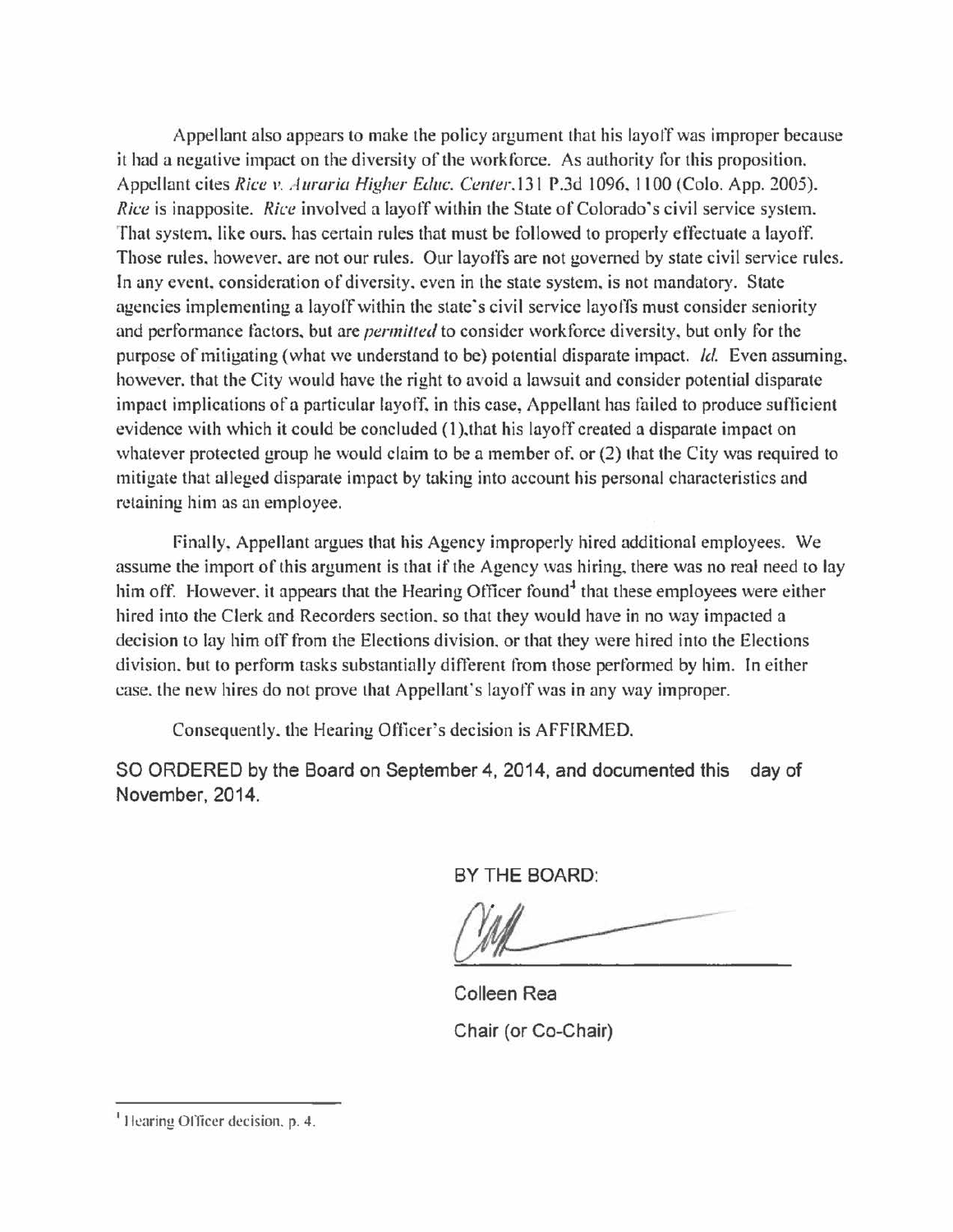Appellant also appears to make the policy argument that his layoff was improper because it had a negative impact on the diversity of the workforce. As authority for this proposition, Appellant cites *Rice v. Auraria Higher Educ. Center*, 131 P.3d 1096, 1100 (Colo. App. 2005). *Rice* is inapposite. *Rice* involved a layoff within the State of Colorado's civil service system. That system, like ours, has certain rules that must be followed to properly effectuate a layoff. Those rules, however, are not our rules. Our layoffs are not governed by state civil service rules. In any event, consideration of diversity, even in the state system, is not mandatory. State agencies implementing a layoff within the state's civil service layoffs must consider seniority and performance factors, but are *permitted* to consider workforce diversity, but only for the purpose of mitigating (what we understand to be) potential disparate impact. *Id.* Even assuming, however, that the City would have the right to avoid a lawsuit and consider potential disparate impact implications of a particular layoff, in this case, Appellant has failed to produce sufficient evidence with which it could be concluded (1), that his layoff created a disparate impact on whatever protected group he would claim to be a member of, or (2) that the City was required to mitigate that alleged disparate impact by taking into account his personal characteristics and retaining him as an employee.

Finally, Appellant argues that his Agency improperly hired additional employees. We assume the import of this argument is that if the Agency was hiring, there was no real need to lay him off. However, it appears that the Hearing Officer found[1] that these employees were either hired into the Clerk and Recorders section, so that they would have in no way impacted a decision to lay him off from the Elections division, or that they were hired into the Elections division, but to perform tasks substantially different from those performed by him. In either case, the new hires do not prove that Appellant's layoff was in any way improper.

Consequently, the Hearing Officer's decision is AFFIRMED.

**SO ORDERED by the Board on September 4, 2014, and documented this day of November, 2014.**

BY THE BOARD:

Colleen Rea

Chair (or Co-Chair)

---

[1] Hearing Officer decision, p. 4.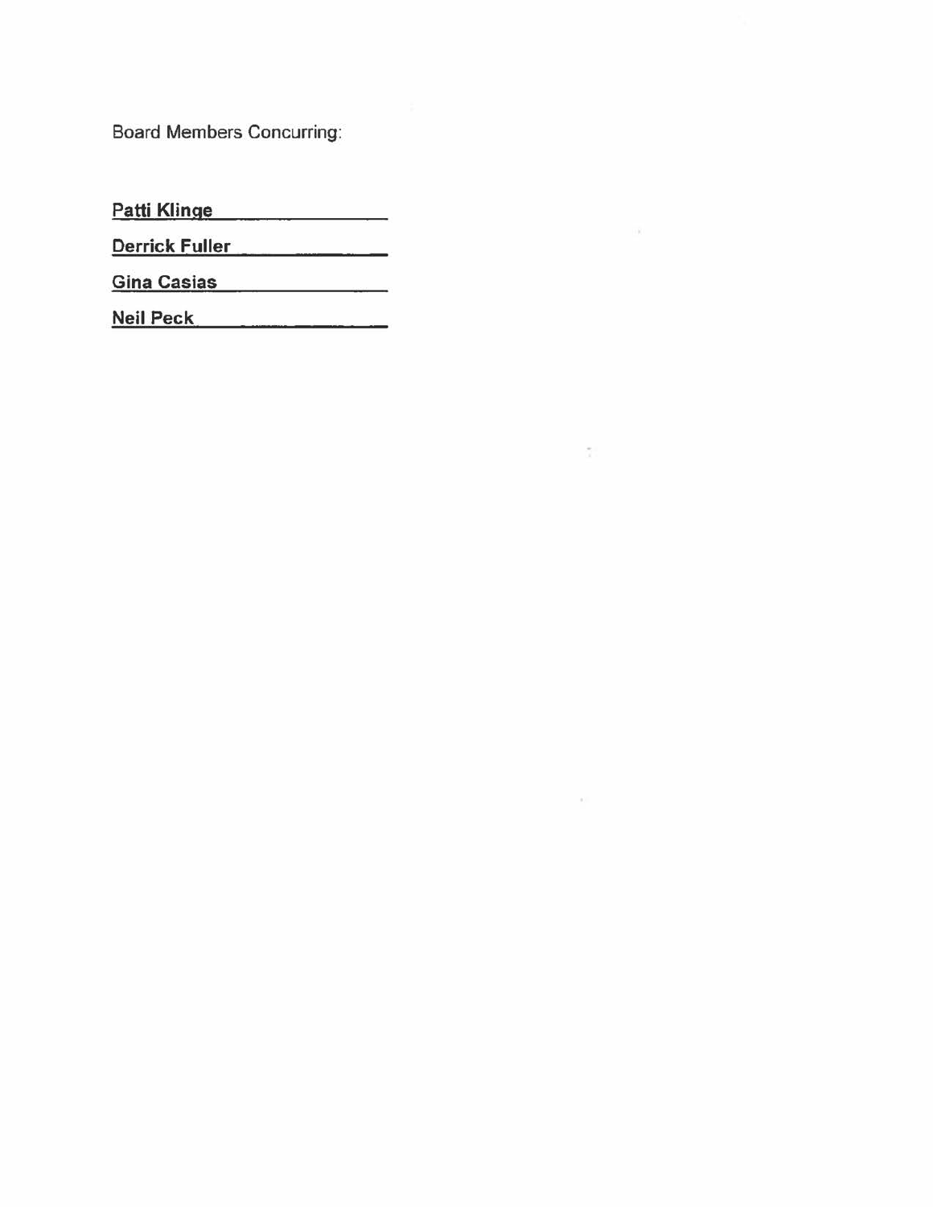Board Members Concurring:

**Patti Klinge**

**Derrick Fuller**

**Gina Casias**

**Neil Peck**